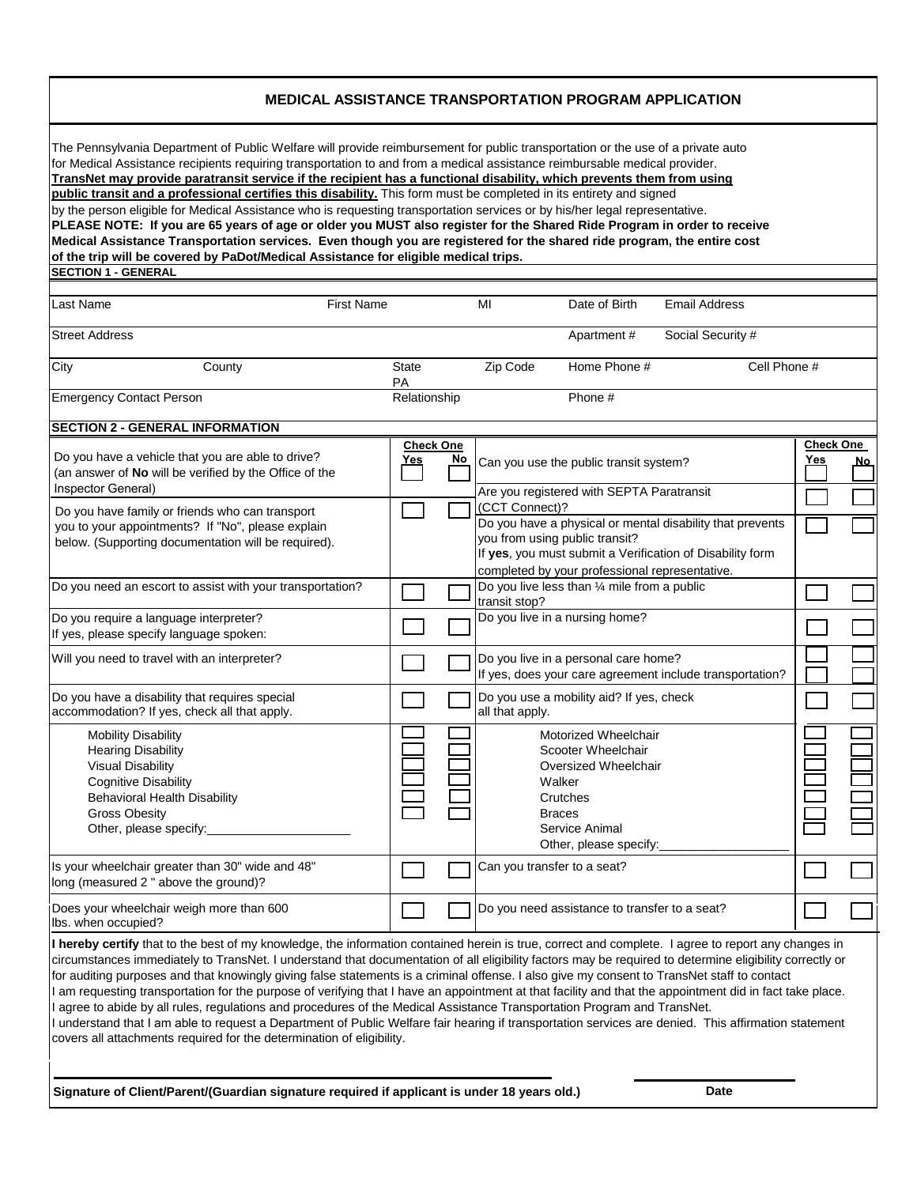# MEDICAL ASSISTANCE TRANSPORTATION PROGRAM APPLICATION

The Pennsylvania Department of Public Welfare will provide reimbursement for public transportation or the use of a private auto for Medical Assistance recipients requiring transportation to and from a medical assistance reimbursable medical provider. **TransNet may provide paratransit service if the recipient has a functional disability, which prevents them from using public transit and a professional certifies this disability.** This form must be completed in its entirety and signed by the person eligible for Medical Assistance who is requesting transportation services or by his/her legal representative.
**PLEASE NOTE: If you are 65 years of age or older you MUST also register for the Shared Ride Program in order to receive Medical Assistance Transportation services. Even though you are registered for the shared ride program, the entire cost of the trip will be covered by PaDot/Medical Assistance for eligible medical trips.**

## SECTION 1 - GENERAL

| Last Name | | First Name | | MI | Date of Birth | Email Address | |
|---|---|---|---|---|---|---|---|
| Street Address | | | | | Apartment # | Social Security # | |
| City | County | | State PA | Zip Code | Home Phone # | | Cell Phone # |
| Emergency Contact Person | | | Relationship | | Phone # | | |

## SECTION 2 - GENERAL INFORMATION

| Question | Yes | No | Question | Yes | No |
|---|---|---|---|---|---|
| Do you have a vehicle that you are able to drive? (an answer of **No** will be verified by the Office of the Inspector General) | ☐ | ☐ | Can you use the public transit system? | ☐ | ☐ |
| | | | Are you registered with SEPTA Paratransit (CCT Connect)? | ☐ | ☐ |
| Do you have family or friends who can transport you to your appointments? If "No", please explain below. (Supporting documentation will be required). | ☐ | ☐ | Do you have a physical or mental disability that prevents you from using public transit? If **yes**, you must submit a Verification of Disability form completed by your professional representative. | ☐ | ☐ |
| Do you need an escort to assist with your transportation? | ☐ | ☐ | Do you live less than ¼ mile from a public transit stop? | ☐ | ☐ |
| Do you require a language interpreter? If yes, please specify language spoken: | ☐ | ☐ | Do you live in a nursing home? | ☐ | ☐ |
| Will you need to travel with an interpreter? | ☐ | ☐ | Do you live in a personal care home? | ☐ | ☐ |
| | | | If yes, does your care agreement include transportation? | ☐ | ☐ |
| Do you have a disability that requires special accommodation? If yes, check all that apply. | ☐ | ☐ | Do you use a mobility aid? If yes, check all that apply. | ☐ | ☐ |
| Mobility Disability | ☐ | ☐ | Motorized Wheelchair | ☐ | ☐ |
| Hearing Disability | ☐ | ☐ | Scooter Wheelchair | ☐ | ☐ |
| Visual Disability | ☐ | ☐ | Oversized Wheelchair | ☐ | ☐ |
| Cognitive Disability | ☐ | ☐ | Walker | ☐ | ☐ |
| Behavioral Health Disability | ☐ | ☐ | Crutches | ☐ | ☐ |
| Gross Obesity | ☐ | ☐ | Braces | ☐ | ☐ |
| Other, please specify:____________________ | | | Service Animal | ☐ | ☐ |
| | | | Other, please specify:__________________ | | |
| Is your wheelchair greater than 30" wide and 48" long (measured 2 " above the ground)? | ☐ | ☐ | Can you transfer to a seat? | ☐ | ☐ |
| Does your wheelchair weigh more than 600 lbs. when occupied? | ☐ | ☐ | Do you need assistance to transfer to a seat? | ☐ | ☐ |

**I hereby certify** that to the best of my knowledge, the information contained herein is true, correct and complete. I agree to report any changes in circumstances immediately to TransNet. I understand that documentation of all eligibility factors may be required to determine eligibility correctly or for auditing purposes and that knowingly giving false statements is a criminal offense. I also give my consent to TransNet staff to contact I am requesting transportation for the purpose of verifying that I have an appointment at that facility and that the appointment did in fact take place. I agree to abide by all rules, regulations and procedures of the Medical Assistance Transportation Program and TransNet.
I understand that I am able to request a Department of Public Welfare fair hearing if transportation services are denied. This affirmation statement covers all attachments required for the determination of eligibility.

______________________________________________ ____________________

**Signature of Client/Parent/(Guardian signature required if applicant is under 18 years old.)** **Date**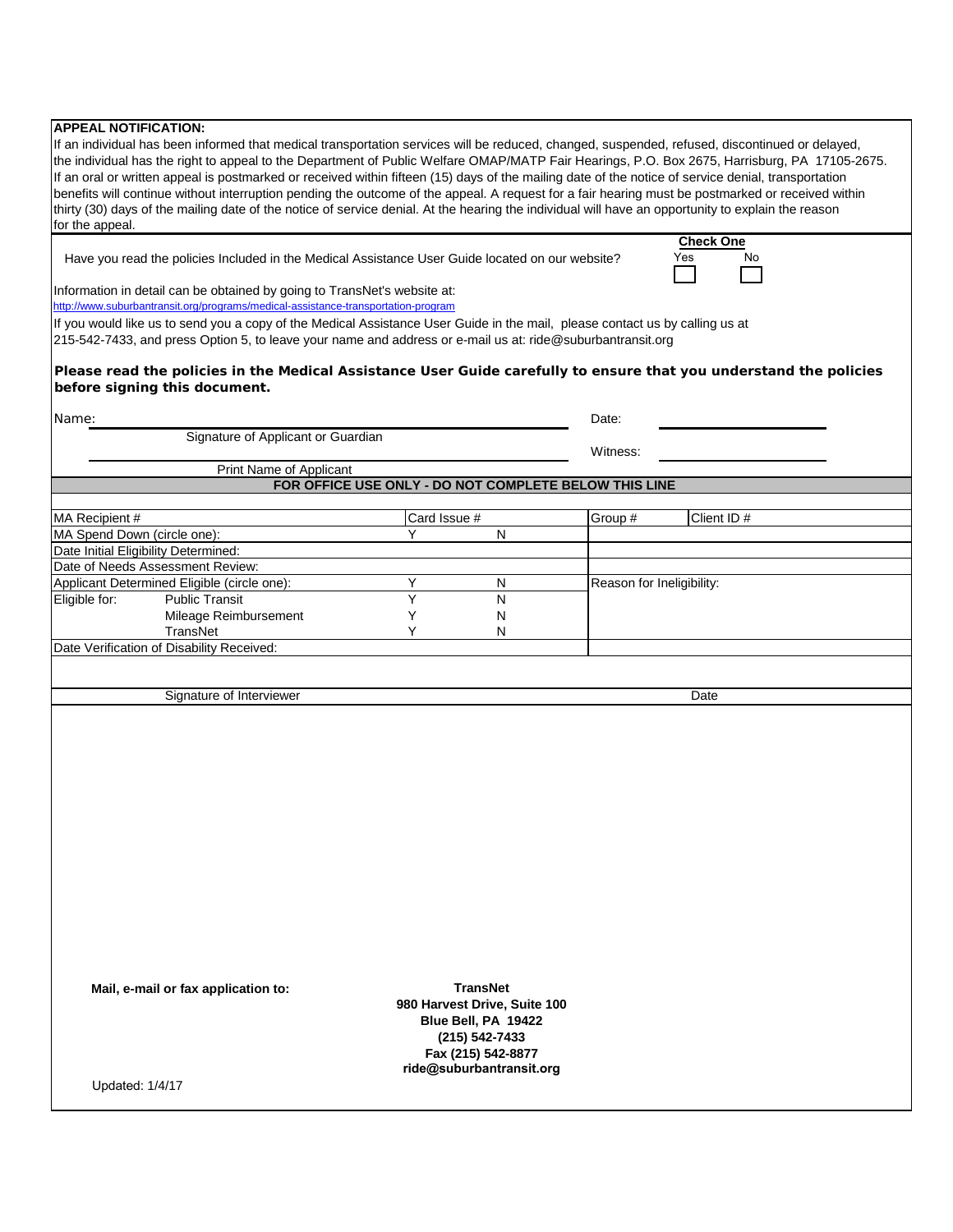**APPEAL NOTIFICATION:**

If an individual has been informed that medical transportation services will be reduced, changed, suspended, refused, discontinued or delayed, the individual has the right to appeal to the Department of Public Welfare OMAP/MATP Fair Hearings, P.O. Box 2675, Harrisburg, PA 17105-2675. If an oral or written appeal is postmarked or received within fifteen (15) days of the mailing date of the notice of service denial, transportation benefits will continue without interruption pending the outcome of the appeal. A request for a fair hearing must be postmarked or received within thirty (30) days of the mailing date of the notice of service denial. At the hearing the individual will have an opportunity to explain the reason for the appeal.

Have you read the policies Included in the Medical Assistance User Guide located on our website?

**Check One**

Yes ☐ No ☐

Information in detail can be obtained by going to TransNet's website at:
http://www.suburbantransit.org/programs/medical-assistance-transportation-program

If you would like us to send you a copy of the Medical Assistance User Guide in the mail, please contact us by calling us at 215-542-7433, and press Option 5, to leave your name and address or e-mail us at: ride@suburbantransit.org

**Please read the policies in the Medical Assistance User Guide carefully to ensure that you understand the policies before signing this document.**

Name: ______________________________ Date: ______________________

Signature of Applicant or Guardian

______________________________ Witness: ______________________

Print Name of Applicant

**FOR OFFICE USE ONLY - DO NOT COMPLETE BELOW THIS LINE**

| | | | | |
|---|---|---|---|---|
| MA Recipient # | Card Issue # | | Group # | Client ID # |
| MA Spend Down (circle one): | Y | N | | |
| Date Initial Eligibility Determined: | | | | |
| Date of Needs Assessment Review: | | | | |
| Applicant Determined Eligible (circle one): | Y | N | Reason for Ineligibility: | |
| Eligible for: Public Transit | Y | N | | |
| Mileage Reimbursement | Y | N | | |
| TransNet | Y | N | | |
| Date Verification of Disability Received: | | | | |

Signature of Interviewer Date

**Mail, e-mail or fax application to:**

**TransNet**
**980 Harvest Drive, Suite 100**
**Blue Bell, PA 19422**
**(215) 542-7433**
**Fax (215) 542-8877**
**ride@suburbantransit.org**

Updated: 1/4/17